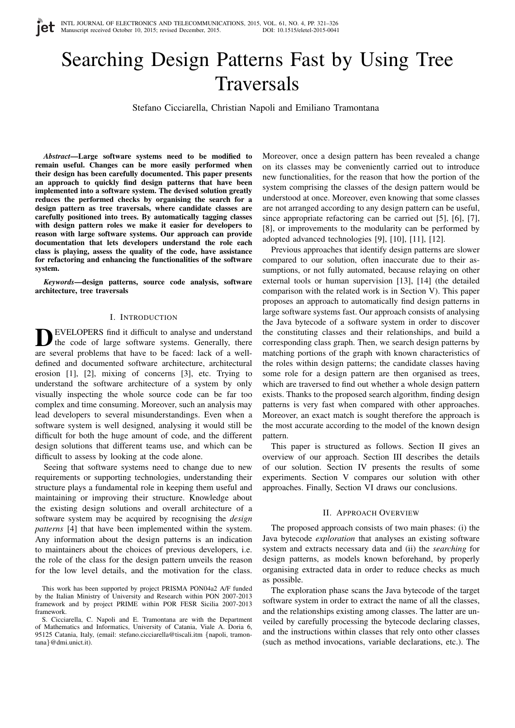# Searching Design Patterns Fast by Using Tree Traversals

Stefano Cicciarella, Christian Napoli and Emiliano Tramontana

***Abstract*—Large software systems need to be modified to remain useful. Changes can be more easily performed when their design has been carefully documented. This paper presents an approach to quickly find design patterns that have been implemented into a software system. The devised solution greatly reduces the performed checks by organising the search for a design pattern as tree traversals, where candidate classes are carefully positioned into trees. By automatically tagging classes with design pattern roles we make it easier for developers to reason with large software systems. Our approach can provide documentation that lets developers understand the role each class is playing, assess the quality of the code, have assistance for refactoring and enhancing the functionalities of the software system.**

***Keywords*—design patterns, source code analysis, software architecture, tree traversals**

## I. Introduction

DEVELOPERS find it difficult to analyse and understand the code of large software systems. Generally, there are several problems that have to be faced: lack of a well-defined and documented software architecture, architectural erosion [1], [2], mixing of concerns [3], etc. Trying to understand the software architecture of a system by only visually inspecting the whole source code can be far too complex and time consuming. Moreover, such an analysis may lead developers to several misunderstandings. Even when a software system is well designed, analysing it would still be difficult for both the huge amount of code, and the different design solutions that different teams use, and which can be difficult to assess by looking at the code alone.

Seeing that software systems need to change due to new requirements or supporting technologies, understanding their structure plays a fundamental role in keeping them useful and maintaining or improving their structure. Knowledge about the existing design solutions and overall architecture of a software system may be acquired by recognising the *design patterns* [4] that have been implemented within the system. Any information about the design patterns is an indication to maintainers about the choices of previous developers, i.e. the role of the class for the design pattern unveils the reason for the low level details, and the motivation for the class. Moreover, once a design pattern has been revealed a change on its classes may be conveniently carried out to introduce new functionalities, for the reason that how the portion of the system comprising the classes of the design pattern would be understood at once. Moreover, even knowing that some classes are not arranged according to any design pattern can be useful, since appropriate refactoring can be carried out [5], [6], [7], [8], or improvements to the modularity can be performed by adopted advanced technologies [9], [10], [11], [12].

Previous approaches that identify design patterns are slower compared to our solution, often inaccurate due to their assumptions, or not fully automated, because relaying on other external tools or human supervision [13], [14] (the detailed comparison with the related work is in Section V). This paper proposes an approach to automatically find design patterns in large software systems fast. Our approach consists of analysing the Java bytecode of a software system in order to discover the constituting classes and their relationships, and build a corresponding class graph. Then, we search design patterns by matching portions of the graph with known characteristics of the roles within design patterns; the candidate classes having some role for a design pattern are then organised as trees, which are traversed to find out whether a whole design pattern exists. Thanks to the proposed search algorithm, finding design patterns is very fast when compared with other approaches. Moreover, an exact match is sought therefore the approach is the most accurate according to the model of the known design pattern.

This paper is structured as follows. Section II gives an overview of our approach. Section III describes the details of our solution. Section IV presents the results of some experiments. Section V compares our solution with other approaches. Finally, Section VI draws our conclusions.

## II. Approach Overview

The proposed approach consists of two main phases: (i) the Java bytecode *exploration* that analyses an existing software system and extracts necessary data and (ii) the *searching* for design patterns, as models known beforehand, by properly organising extracted data in order to reduce checks as much as possible.

The exploration phase scans the Java bytecode of the target software system in order to extract the name of all the classes, and the relationships existing among classes. The latter are unveiled by carefully processing the bytecode declaring classes, and the instructions within classes that rely onto other classes (such as method invocations, variable declarations, etc.). The

This work has been supported by project PRISMA PON04a2 A/F funded by the Italian Ministry of University and Research within PON 2007-2013 framework and by project PRIME within POR FESR Sicilia 2007-2013 framework.

S. Cicciarella, C. Napoli and E. Tramontana are with the Department of Mathematics and Informatics, University of Catania, Viale A. Doria 6, 95125 Catania, Italy, (email: stefano.cicciarella@tiscali.itm {napoli, tramontana}@dmi.unict.it).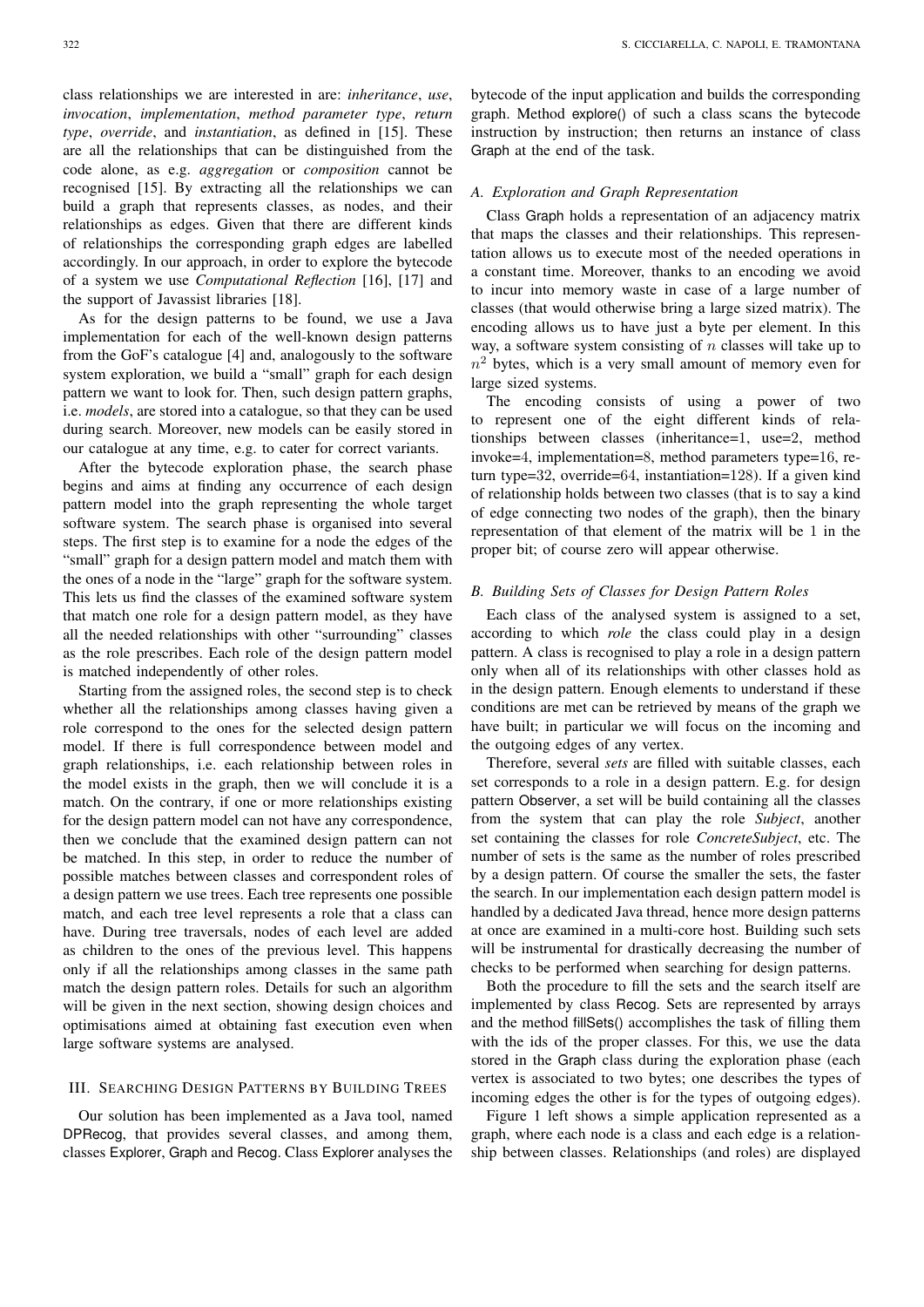class relationships we are interested in are: *inheritance*, *use*, *invocation*, *implementation*, *method parameter type*, *return type*, *override*, and *instantiation*, as defined in [15]. These are all the relationships that can be distinguished from the code alone, as e.g. *aggregation* or *composition* cannot be recognised [15]. By extracting all the relationships we can build a graph that represents classes, as nodes, and their relationships as edges. Given that there are different kinds of relationships the corresponding graph edges are labelled accordingly. In our approach, in order to explore the bytecode of a system we use *Computational Reflection* [16], [17] and the support of Javassist libraries [18].

As for the design patterns to be found, we use a Java implementation for each of the well-known design patterns from the GoF's catalogue [4] and, analogously to the software system exploration, we build a "small" graph for each design pattern we want to look for. Then, such design pattern graphs, i.e. *models*, are stored into a catalogue, so that they can be used during search. Moreover, new models can be easily stored in our catalogue at any time, e.g. to cater for correct variants.

After the bytecode exploration phase, the search phase begins and aims at finding any occurrence of each design pattern model into the graph representing the whole target software system. The search phase is organised into several steps. The first step is to examine for a node the edges of the "small" graph for a design pattern model and match them with the ones of a node in the "large" graph for the software system. This lets us find the classes of the examined software system that match one role for a design pattern model, as they have all the needed relationships with other "surrounding" classes as the role prescribes. Each role of the design pattern model is matched independently of other roles.

Starting from the assigned roles, the second step is to check whether all the relationships among classes having given a role correspond to the ones for the selected design pattern model. If there is full correspondence between model and graph relationships, i.e. each relationship between roles in the model exists in the graph, then we will conclude it is a match. On the contrary, if one or more relationships existing for the design pattern model can not have any correspondence, then we conclude that the examined design pattern can not be matched. In this step, in order to reduce the number of possible matches between classes and correspondent roles of a design pattern we use trees. Each tree represents one possible match, and each tree level represents a role that a class can have. During tree traversals, nodes of each level are added as children to the ones of the previous level. This happens only if all the relationships among classes in the same path match the design pattern roles. Details for such an algorithm will be given in the next section, showing design choices and optimisations aimed at obtaining fast execution even when large software systems are analysed.

## III. Searching Design Patterns by Building Trees

Our solution has been implemented as a Java tool, named DPRecog, that provides several classes, and among them, classes Explorer, Graph and Recog. Class Explorer analyses the bytecode of the input application and builds the corresponding graph. Method explore() of such a class scans the bytecode instruction by instruction; then returns an instance of class Graph at the end of the task.

### A. Exploration and Graph Representation

Class Graph holds a representation of an adjacency matrix that maps the classes and their relationships. This representation allows us to execute most of the needed operations in a constant time. Moreover, thanks to an encoding we avoid to incur into memory waste in case of a large number of classes (that would otherwise bring a large sized matrix). The encoding allows us to have just a byte per element. In this way, a software system consisting of $n$ classes will take up to $n^2$ bytes, which is a very small amount of memory even for large sized systems.

The encoding consists of using a power of two to represent one of the eight different kinds of relationships between classes (inheritance=1, use=2, method invoke=4, implementation=8, method parameters type=16, return type=32, override=64, instantiation=128). If a given kind of relationship holds between two classes (that is to say a kind of edge connecting two nodes of the graph), then the binary representation of that element of the matrix will be 1 in the proper bit; of course zero will appear otherwise.

### B. Building Sets of Classes for Design Pattern Roles

Each class of the analysed system is assigned to a set, according to which *role* the class could play in a design pattern. A class is recognised to play a role in a design pattern only when all of its relationships with other classes hold as in the design pattern. Enough elements to understand if these conditions are met can be retrieved by means of the graph we have built; in particular we will focus on the incoming and the outgoing edges of any vertex.

Therefore, several *sets* are filled with suitable classes, each set corresponds to a role in a design pattern. E.g. for design pattern Observer, a set will be build containing all the classes from the system that can play the role *Subject*, another set containing the classes for role *ConcreteSubject*, etc. The number of sets is the same as the number of roles prescribed by a design pattern. Of course the smaller the sets, the faster the search. In our implementation each design pattern model is handled by a dedicated Java thread, hence more design patterns at once are examined in a multi-core host. Building such sets will be instrumental for drastically decreasing the number of checks to be performed when searching for design patterns.

Both the procedure to fill the sets and the search itself are implemented by class Recog. Sets are represented by arrays and the method fillSets() accomplishes the task of filling them with the ids of the proper classes. For this, we use the data stored in the Graph class during the exploration phase (each vertex is associated to two bytes; one describes the types of incoming edges the other is for the types of outgoing edges).

Figure 1 left shows a simple application represented as a graph, where each node is a class and each edge is a relationship between classes. Relationships (and roles) are displayed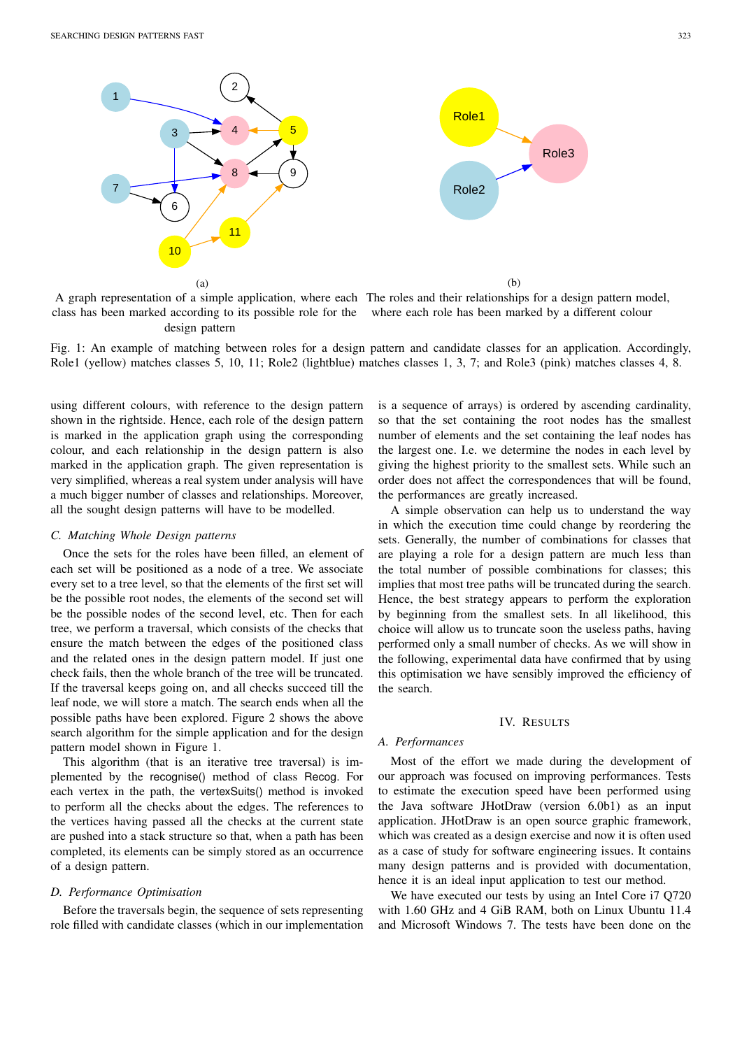(a)

A graph representation of a simple application, where each class has been marked according to its possible role for the design pattern

(b)

The roles and their relationships for a design pattern model, where each role has been marked by a different colour

Fig. 1: An example of matching between roles for a design pattern and candidate classes for an application. Accordingly, Role1 (yellow) matches classes 5, 10, 11; Role2 (lightblue) matches classes 1, 3, 7; and Role3 (pink) matches classes 4, 8.

using different colours, with reference to the design pattern shown in the rightside. Hence, each role of the design pattern is marked in the application graph using the corresponding colour, and each relationship in the design pattern is also marked in the application graph. The given representation is very simplified, whereas a real system under analysis will have a much bigger number of classes and relationships. Moreover, all the sought design patterns will have to be modelled.

### C. Matching Whole Design patterns

Once the sets for the roles have been filled, an element of each set will be positioned as a node of a tree. We associate every set to a tree level, so that the elements of the first set will be the possible root nodes, the elements of the second set will be the possible nodes of the second level, etc. Then for each tree, we perform a traversal, which consists of the checks that ensure the match between the edges of the positioned class and the related ones in the design pattern model. If just one check fails, then the whole branch of the tree will be truncated. If the traversal keeps going on, and all checks succeed till the leaf node, we will store a match. The search ends when all the possible paths have been explored. Figure 2 shows the above search algorithm for the simple application and for the design pattern model shown in Figure 1.

This algorithm (that is an iterative tree traversal) is implemented by the recognise() method of class Recog. For each vertex in the path, the vertexSuits() method is invoked to perform all the checks about the edges. The references to the vertices having passed all the checks at the current state are pushed into a stack structure so that, when a path has been completed, its elements can be simply stored as an occurrence of a design pattern.

### D. Performance Optimisation

Before the traversals begin, the sequence of sets representing role filled with candidate classes (which in our implementation is a sequence of arrays) is ordered by ascending cardinality, so that the set containing the root nodes has the smallest number of elements and the set containing the leaf nodes has the largest one. I.e. we determine the nodes in each level by giving the highest priority to the smallest sets. While such an order does not affect the correspondences that will be found, the performances are greatly increased.

A simple observation can help us to understand the way in which the execution time could change by reordering the sets. Generally, the number of combinations for classes that are playing a role for a design pattern are much less than the total number of possible combinations for classes; this implies that most tree paths will be truncated during the search. Hence, the best strategy appears to perform the exploration by beginning from the smallest sets. In all likelihood, this choice will allow us to truncate soon the useless paths, having performed only a small number of checks. As we will show in the following, experimental data have confirmed that by using this optimisation we have sensibly improved the efficiency of the search.

## IV. Results

### A. Performances

Most of the effort we made during the development of our approach was focused on improving performances. Tests to estimate the execution speed have been performed using the Java software JHotDraw (version 6.0b1) as an input application. JHotDraw is an open source graphic framework, which was created as a design exercise and now it is often used as a case of study for software engineering issues. It contains many design patterns and is provided with documentation, hence it is an ideal input application to test our method.

We have executed our tests by using an Intel Core i7 Q720 with 1.60 GHz and 4 GiB RAM, both on Linux Ubuntu 11.4 and Microsoft Windows 7. The tests have been done on the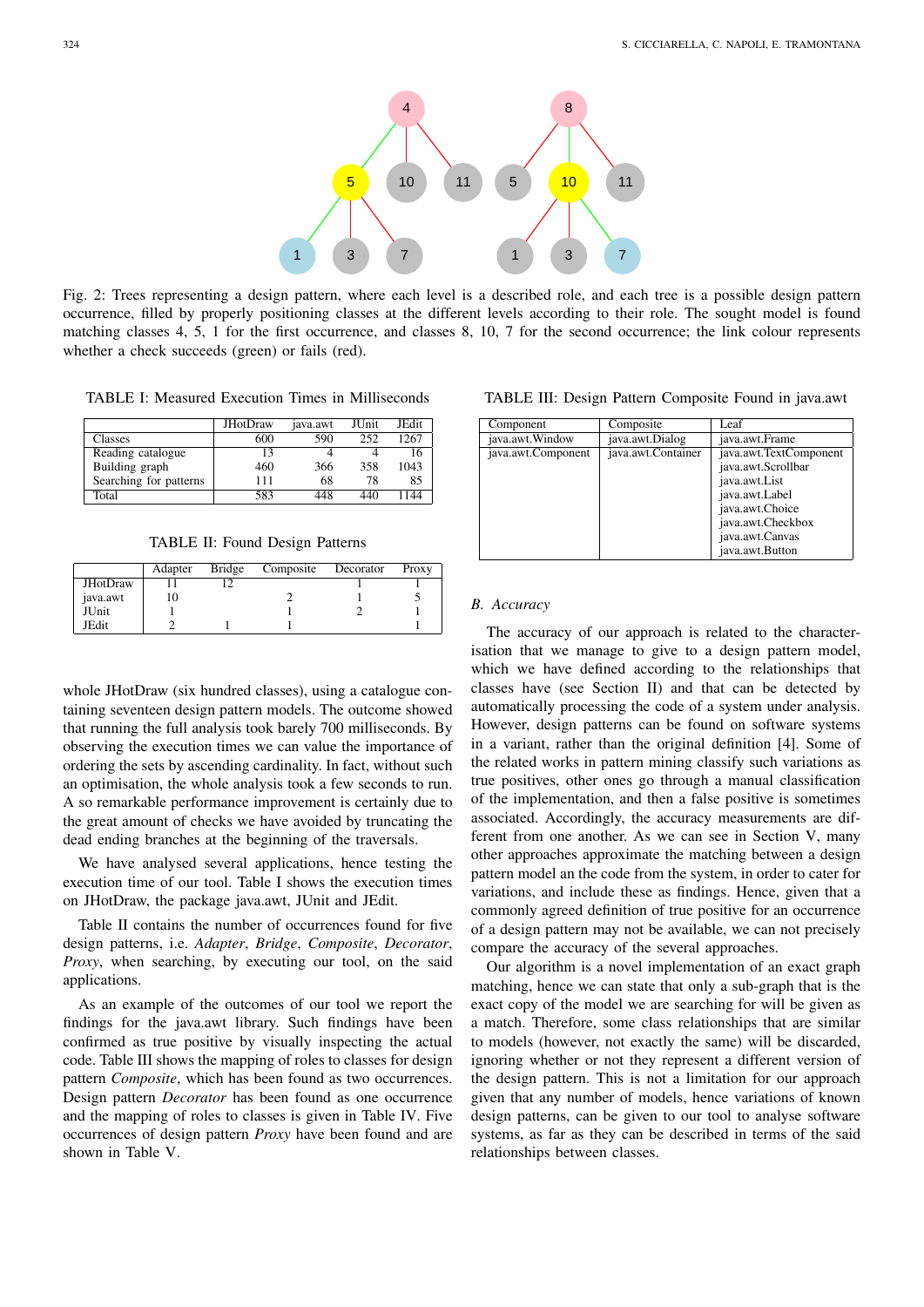Fig. 2: Trees representing a design pattern, where each level is a described role, and each tree is a possible design pattern occurrence, filled by properly positioning classes at the different levels according to their role. The sought model is found matching classes 4, 5, 1 for the first occurrence, and classes 8, 10, 7 for the second occurrence; the link colour represents whether a check succeeds (green) or fails (red).

TABLE I: Measured Execution Times in Milliseconds

| | JHotDraw | java.awt | JUnit | JEdit |
|---|---|---|---|---|
| Classes | 600 | 590 | 252 | 1267 |
| Reading catalogue | 13 | 4 | 4 | 16 |
| Building graph | 460 | 366 | 358 | 1043 |
| Searching for patterns | 111 | 68 | 78 | 85 |
| Total | 583 | 448 | 440 | 1144 |

TABLE II: Found Design Patterns

| | Adapter | Bridge | Composite | Decorator | Proxy |
|---|---|---|---|---|---|
| JHotDraw | 11 | 12 | | 1 | 1 |
| java.awt | 10 | | 2 | 1 | 5 |
| JUnit | 1 | | 1 | 2 | 1 |
| JEdit | 2 | 1 | 1 | | 1 |

whole JHotDraw (six hundred classes), using a catalogue containing seventeen design pattern models. The outcome showed that running the full analysis took barely 700 milliseconds. By observing the execution times we can value the importance of ordering the sets by ascending cardinality. In fact, without such an optimisation, the whole analysis took a few seconds to run. A so remarkable performance improvement is certainly due to the great amount of checks we have avoided by truncating the dead ending branches at the beginning of the traversals.

We have analysed several applications, hence testing the execution time of our tool. Table I shows the execution times on JHotDraw, the package java.awt, JUnit and JEdit.

Table II contains the number of occurrences found for five design patterns, i.e. *Adapter*, *Bridge*, *Composite*, *Decorator*, *Proxy*, when searching, by executing our tool, on the said applications.

As an example of the outcomes of our tool we report the findings for the java.awt library. Such findings have been confirmed as true positive by visually inspecting the actual code. Table III shows the mapping of roles to classes for design pattern *Composite*, which has been found as two occurrences. Design pattern *Decorator* has been found as one occurrence and the mapping of roles to classes is given in Table IV. Five occurrences of design pattern *Proxy* have been found and are shown in Table V.

TABLE III: Design Pattern Composite Found in java.awt

| Component | Composite | Leaf |
|---|---|---|
| java.awt.Window | java.awt.Dialog | java.awt.Frame |
| java.awt.Component | java.awt.Container | java.awt.TextComponent<br>java.awt.Scrollbar<br>java.awt.List<br>java.awt.Label<br>java.awt.Choice<br>java.awt.Checkbox<br>java.awt.Canvas<br>java.awt.Button |

### B. Accuracy

The accuracy of our approach is related to the characterisation that we manage to give to a design pattern model, which we have defined according to the relationships that classes have (see Section II) and that can be detected by automatically processing the code of a system under analysis. However, design patterns can be found on software systems in a variant, rather than the original definition [4]. Some of the related works in pattern mining classify such variations as true positives, other ones go through a manual classification of the implementation, and then a false positive is sometimes associated. Accordingly, the accuracy measurements are different from one another. As we can see in Section V, many other approaches approximate the matching between a design pattern model an the code from the system, in order to cater for variations, and include these as findings. Hence, given that a commonly agreed definition of true positive for an occurrence of a design pattern may not be available, we can not precisely compare the accuracy of the several approaches.

Our algorithm is a novel implementation of an exact graph matching, hence we can state that only a sub-graph that is the exact copy of the model we are searching for will be given as a match. Therefore, some class relationships that are similar to models (however, not exactly the same) will be discarded, ignoring whether or not they represent a different version of the design pattern. This is not a limitation for our approach given that any number of models, hence variations of known design patterns, can be given to our tool to analyse software systems, as far as they can be described in terms of the said relationships between classes.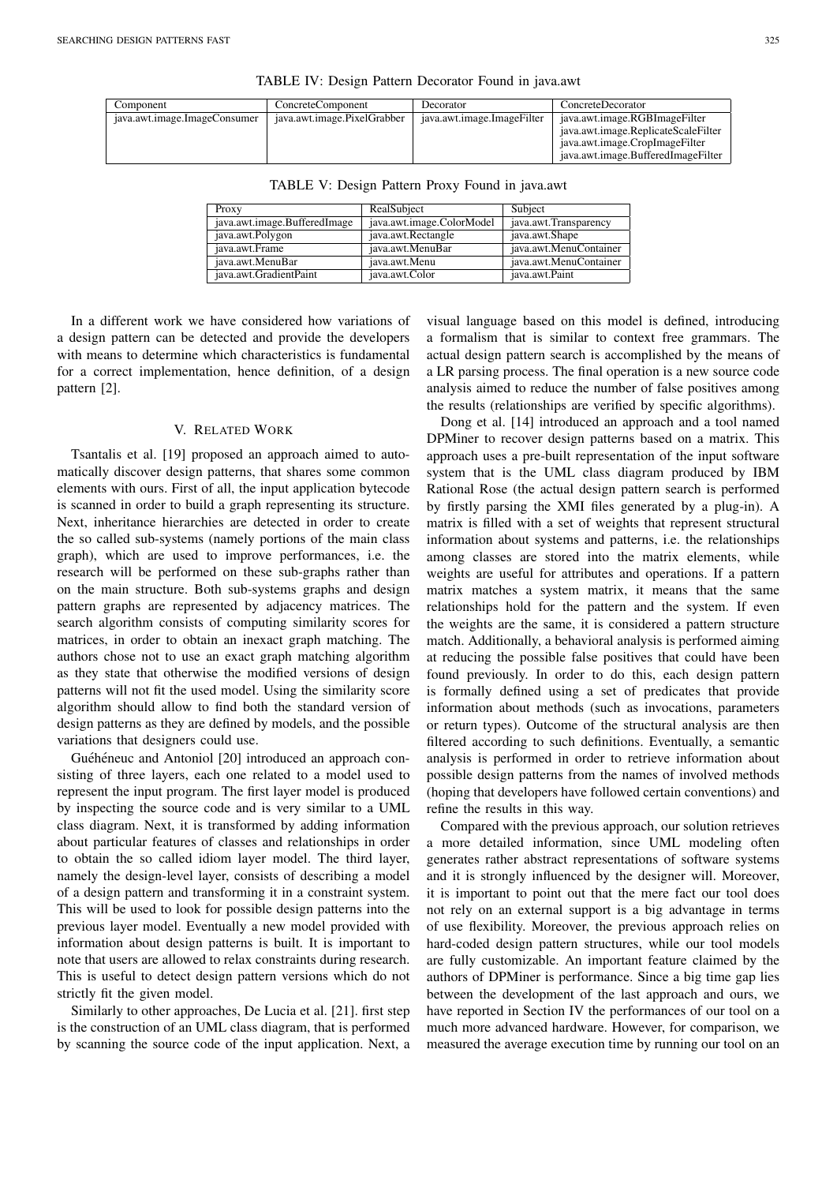TABLE IV: Design Pattern Decorator Found in java.awt

| Component | ConcreteComponent | Decorator | ConcreteDecorator |
|---|---|---|---|
| java.awt.image.ImageConsumer | java.awt.image.PixelGrabber | java.awt.image.ImageFilter | java.awt.image.RGBImageFilter<br>java.awt.image.ReplicateScaleFilter<br>java.awt.image.CropImageFilter<br>java.awt.image.BufferedImageFilter |

TABLE V: Design Pattern Proxy Found in java.awt

| Proxy | RealSubject | Subject |
|---|---|---|
| java.awt.image.BufferedImage | java.awt.image.ColorModel | java.awt.Transparency |
| java.awt.Polygon | java.awt.Rectangle | java.awt.Shape |
| java.awt.Frame | java.awt.MenuBar | java.awt.MenuContainer |
| java.awt.MenuBar | java.awt.Menu | java.awt.MenuContainer |
| java.awt.GradientPaint | java.awt.Color | java.awt.Paint |

In a different work we have considered how variations of a design pattern can be detected and provide the developers with means to determine which characteristics is fundamental for a correct implementation, hence definition, of a design pattern [2].

## V. Related Work

Tsantalis et al. [19] proposed an approach aimed to automatically discover design patterns, that shares some common elements with ours. First of all, the input application bytecode is scanned in order to build a graph representing its structure. Next, inheritance hierarchies are detected in order to create the so called sub-systems (namely portions of the main class graph), which are used to improve performances, i.e. the research will be performed on these sub-graphs rather than on the main structure. Both sub-systems graphs and design pattern graphs are represented by adjacency matrices. The search algorithm consists of computing similarity scores for matrices, in order to obtain an inexact graph matching. The authors chose not to use an exact graph matching algorithm as they state that otherwise the modified versions of design patterns will not fit the used model. Using the similarity score algorithm should allow to find both the standard version of design patterns as they are defined by models, and the possible variations that designers could use.

Guéhéneuc and Antoniol [20] introduced an approach consisting of three layers, each one related to a model used to represent the input program. The first layer model is produced by inspecting the source code and is very similar to a UML class diagram. Next, it is transformed by adding information about particular features of classes and relationships in order to obtain the so called idiom layer model. The third layer, namely the design-level layer, consists of describing a model of a design pattern and transforming it in a constraint system. This will be used to look for possible design patterns into the previous layer model. Eventually a new model provided with information about design patterns is built. It is important to note that users are allowed to relax constraints during research. This is useful to detect design pattern versions which do not strictly fit the given model.

Similarly to other approaches, De Lucia et al. [21]. first step is the construction of an UML class diagram, that is performed by scanning the source code of the input application. Next, a visual language based on this model is defined, introducing a formalism that is similar to context free grammars. The actual design pattern search is accomplished by the means of a LR parsing process. The final operation is a new source code analysis aimed to reduce the number of false positives among the results (relationships are verified by specific algorithms).

Dong et al. [14] introduced an approach and a tool named DPMiner to recover design patterns based on a matrix. This approach uses a pre-built representation of the input software system that is the UML class diagram produced by IBM Rational Rose (the actual design pattern search is performed by firstly parsing the XMI files generated by a plug-in). A matrix is filled with a set of weights that represent structural information about systems and patterns, i.e. the relationships among classes are stored into the matrix elements, while weights are useful for attributes and operations. If a pattern matrix matches a system matrix, it means that the same relationships hold for the pattern and the system. If even the weights are the same, it is considered a pattern structure match. Additionally, a behavioral analysis is performed aiming at reducing the possible false positives that could have been found previously. In order to do this, each design pattern is formally defined using a set of predicates that provide information about methods (such as invocations, parameters or return types). Outcome of the structural analysis are then filtered according to such definitions. Eventually, a semantic analysis is performed in order to retrieve information about possible design patterns from the names of involved methods (hoping that developers have followed certain conventions) and refine the results in this way.

Compared with the previous approach, our solution retrieves a more detailed information, since UML modeling often generates rather abstract representations of software systems and it is strongly influenced by the designer will. Moreover, it is important to point out that the mere fact our tool does not rely on an external support is a big advantage in terms of use flexibility. Moreover, the previous approach relies on hard-coded design pattern structures, while our tool models are fully customizable. An important feature claimed by the authors of DPMiner is performance. Since a big time gap lies between the development of the last approach and ours, we have reported in Section IV the performances of our tool on a much more advanced hardware. However, for comparison, we measured the average execution time by running our tool on an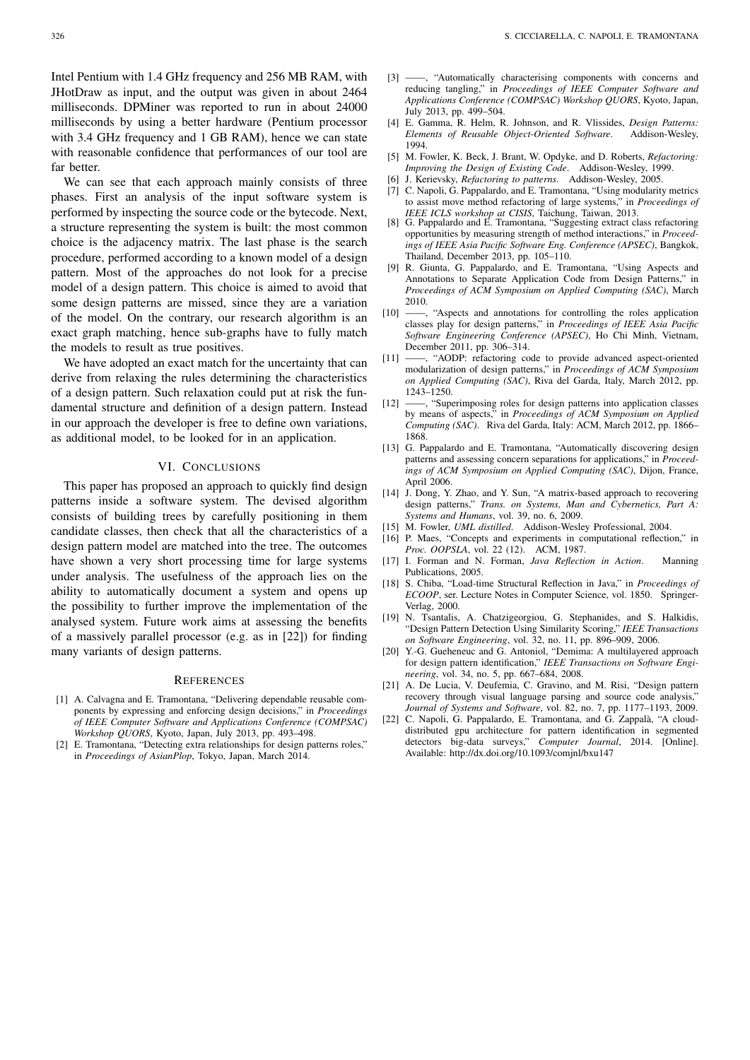Intel Pentium with 1.4 GHz frequency and 256 MB RAM, with JHotDraw as input, and the output was given in about 2464 milliseconds. DPMiner was reported to run in about 24000 milliseconds by using a better hardware (Pentium processor with 3.4 GHz frequency and 1 GB RAM), hence we can state with reasonable confidence that performances of our tool are far better.

We can see that each approach mainly consists of three phases. First an analysis of the input software system is performed by inspecting the source code or the bytecode. Next, a structure representing the system is built: the most common choice is the adjacency matrix. The last phase is the search procedure, performed according to a known model of a design pattern. Most of the approaches do not look for a precise model of a design pattern. This choice is aimed to avoid that some design patterns are missed, since they are a variation of the model. On the contrary, our research algorithm is an exact graph matching, hence sub-graphs have to fully match the models to result as true positives.

We have adopted an exact match for the uncertainty that can derive from relaxing the rules determining the characteristics of a design pattern. Such relaxation could put at risk the fundamental structure and definition of a design pattern. Instead in our approach the developer is free to define own variations, as additional model, to be looked for in an application.

## VI. Conclusions

This paper has proposed an approach to quickly find design patterns inside a software system. The devised algorithm consists of building trees by carefully positioning in them candidate classes, then check that all the characteristics of a design pattern model are matched into the tree. The outcomes have shown a very short processing time for large systems under analysis. The usefulness of the approach lies on the ability to automatically document a system and opens up the possibility to further improve the implementation of the analysed system. Future work aims at assessing the benefits of a massively parallel processor (e.g. as in [22]) for finding many variants of design patterns.

## References

[1] A. Calvagna and E. Tramontana, "Delivering dependable reusable components by expressing and enforcing design decisions," in *Proceedings of IEEE Computer Software and Applications Conference (COMPSAC) Workshop QUORS*, Kyoto, Japan, July 2013, pp. 493–498.

[2] E. Tramontana, "Detecting extra relationships for design patterns roles," in *Proceedings of AsianPlop*, Tokyo, Japan, March 2014.

[3] ——, "Automatically characterising components with concerns and reducing tangling," in *Proceedings of IEEE Computer Software and Applications Conference (COMPSAC) Workshop QUORS*, Kyoto, Japan, July 2013, pp. 499–504.

[4] E. Gamma, R. Helm, R. Johnson, and R. Vlissides, *Design Patterns: Elements of Reusable Object-Oriented Software*. Addison-Wesley, 1994.

[5] M. Fowler, K. Beck, J. Brant, W. Opdyke, and D. Roberts, *Refactoring: Improving the Design of Existing Code*. Addison-Wesley, 1999.

[6] J. Kerievsky, *Refactoring to patterns*. Addison-Wesley, 2005.

[7] C. Napoli, G. Pappalardo, and E. Tramontana, "Using modularity metrics to assist move method refactoring of large systems," in *Proceedings of IEEE ICLS workshop at CISIS*, Taichung, Taiwan, 2013.

[8] G. Pappalardo and E. Tramontana, "Suggesting extract class refactoring opportunities by measuring strength of method interactions," in *Proceedings of IEEE Asia Pacific Software Eng. Conference (APSEC)*, Bangkok, Thailand, December 2013, pp. 105–110.

[9] R. Giunta, G. Pappalardo, and E. Tramontana, "Using Aspects and Annotations to Separate Application Code from Design Patterns," in *Proceedings of ACM Symposium on Applied Computing (SAC)*, March 2010.

[10] ——, "Aspects and annotations for controlling the roles application classes play for design patterns," in *Proceedings of IEEE Asia Pacific Software Engineering Conference (APSEC)*, Ho Chi Minh, Vietnam, December 2011, pp. 306–314.

[11] ——, "AODP: refactoring code to provide advanced aspect-oriented modularization of design patterns," in *Proceedings of ACM Symposium on Applied Computing (SAC)*, Riva del Garda, Italy, March 2012, pp. 1243–1250.

[12] ——, "Superimposing roles for design patterns into application classes by means of aspects," in *Proceedings of ACM Symposium on Applied Computing (SAC)*. Riva del Garda, Italy: ACM, March 2012, pp. 1866–1868.

[13] G. Pappalardo and E. Tramontana, "Automatically discovering design patterns and assessing concern separations for applications," in *Proceedings of ACM Symposium on Applied Computing (SAC)*, Dijon, France, April 2006.

[14] J. Dong, Y. Zhao, and Y. Sun, "A matrix-based approach to recovering design patterns," *Trans. on Systems, Man and Cybernetics, Part A: Systems and Humans*, vol. 39, no. 6, 2009.

[15] M. Fowler, *UML distilled*. Addison-Wesley Professional, 2004.

[16] P. Maes, "Concepts and experiments in computational reflection," in *Proc. OOPSLA*, vol. 22 (12). ACM, 1987.

[17] I. Forman and N. Forman, *Java Reflection in Action*. Manning Publications, 2005.

[18] S. Chiba, "Load-time Structural Reflection in Java," in *Proceedings of ECOOP*, ser. Lecture Notes in Computer Science, vol. 1850. Springer-Verlag, 2000.

[19] N. Tsantalis, A. Chatzigeorgiou, G. Stephanides, and S. Halkidis, "Design Pattern Detection Using Similarity Scoring," *IEEE Transactions on Software Engineering*, vol. 32, no. 11, pp. 896–909, 2006.

[20] Y.-G. Gueheneuc and G. Antoniol, "Demima: A multilayered approach for design pattern identification," *IEEE Transactions on Software Engineering*, vol. 34, no. 5, pp. 667–684, 2008.

[21] A. De Lucia, V. Deufemia, C. Gravino, and M. Risi, "Design pattern recovery through visual language parsing and source code analysis," *Journal of Systems and Software*, vol. 82, no. 7, pp. 1177–1193, 2009.

[22] C. Napoli, G. Pappalardo, E. Tramontana, and G. Zappalà, "A cloud-distributed gpu architecture for pattern identification in segmented detectors big-data surveys," *Computer Journal*, 2014. [Online]. Available: http://dx.doi.org/10.1093/comjnl/bxu147